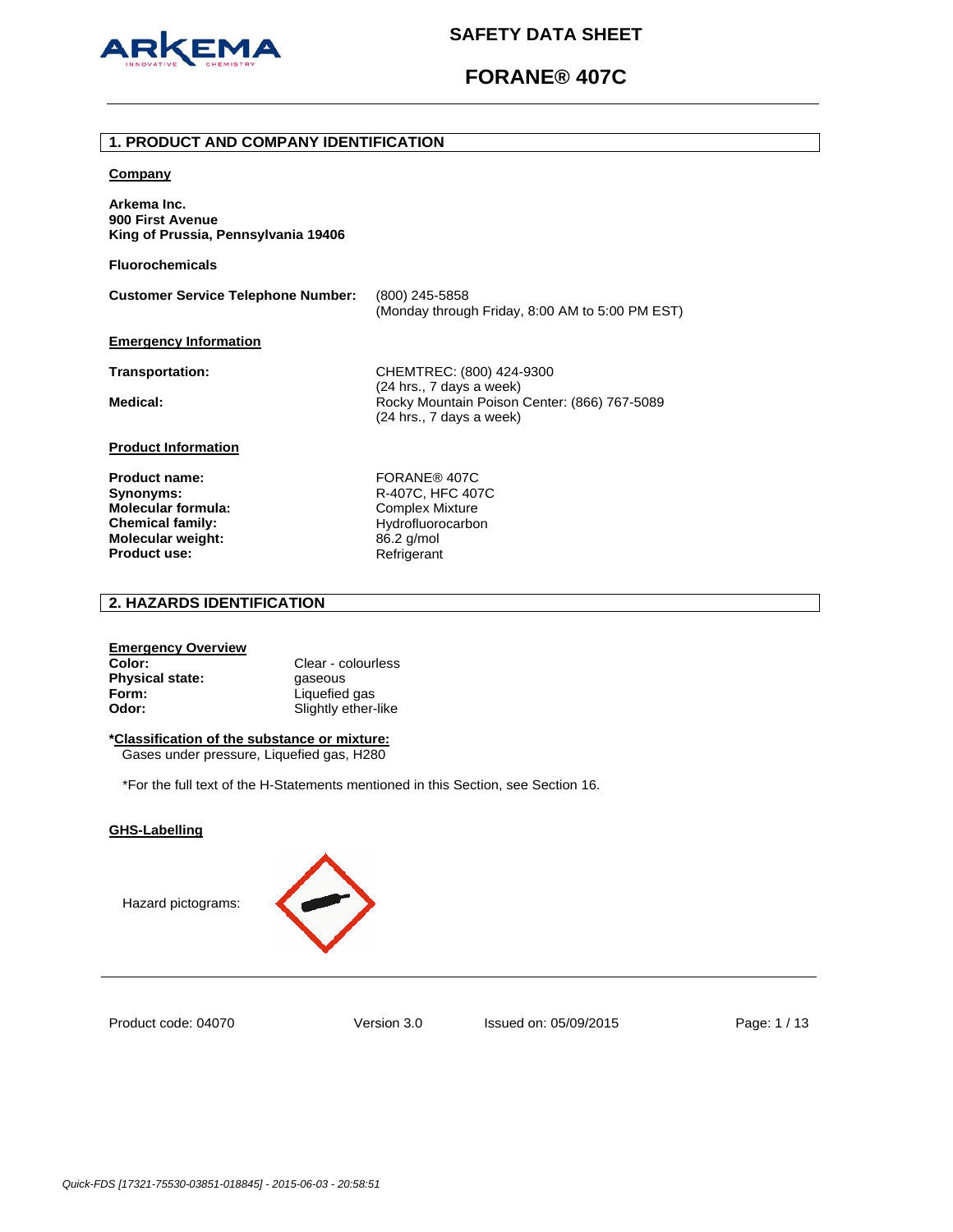# SAFETY DATA SHEET

# FORANE® 407C

## 1. PRODUCT AND COMPANY IDENTIFICATION

**Company**

**Arkema Inc.**
**900 First Avenue**
**King of Prussia, Pennsylvania 19406**

**Fluorochemicals**

| | |
|---|---|
| **Customer Service Telephone Number:** | (800) 245-5858<br>(Monday through Friday, 8:00 AM to 5:00 PM EST) |

**Emergency Information**

| | |
|---|---|
| **Transportation:** | CHEMTREC: (800) 424-9300<br>(24 hrs., 7 days a week) |
| **Medical:** | Rocky Mountain Poison Center: (866) 767-5089<br>(24 hrs., 7 days a week) |

**Product Information**

| | |
|---|---|
| **Product name:** | FORANE® 407C |
| **Synonyms:** | R-407C, HFC 407C |
| **Molecular formula:** | Complex Mixture |
| **Chemical family:** | Hydrofluorocarbon |
| **Molecular weight:** | 86.2 g/mol |
| **Product use:** | Refrigerant |

## 2. HAZARDS IDENTIFICATION

**Emergency Overview**

| | |
|---|---|
| **Color:** | Clear - colourless |
| **Physical state:** | gaseous |
| **Form:** | Liquefied gas |
| **Odor:** | Slightly ether-like |

***Classification of the substance or mixture:**

Gases under pressure, Liquefied gas, H280

*For the full text of the H-Statements mentioned in this Section, see Section 16.

**GHS-Labelling**

Hazard pictograms:

Product code: 04070 Version 3.0 Issued on: 05/09/2015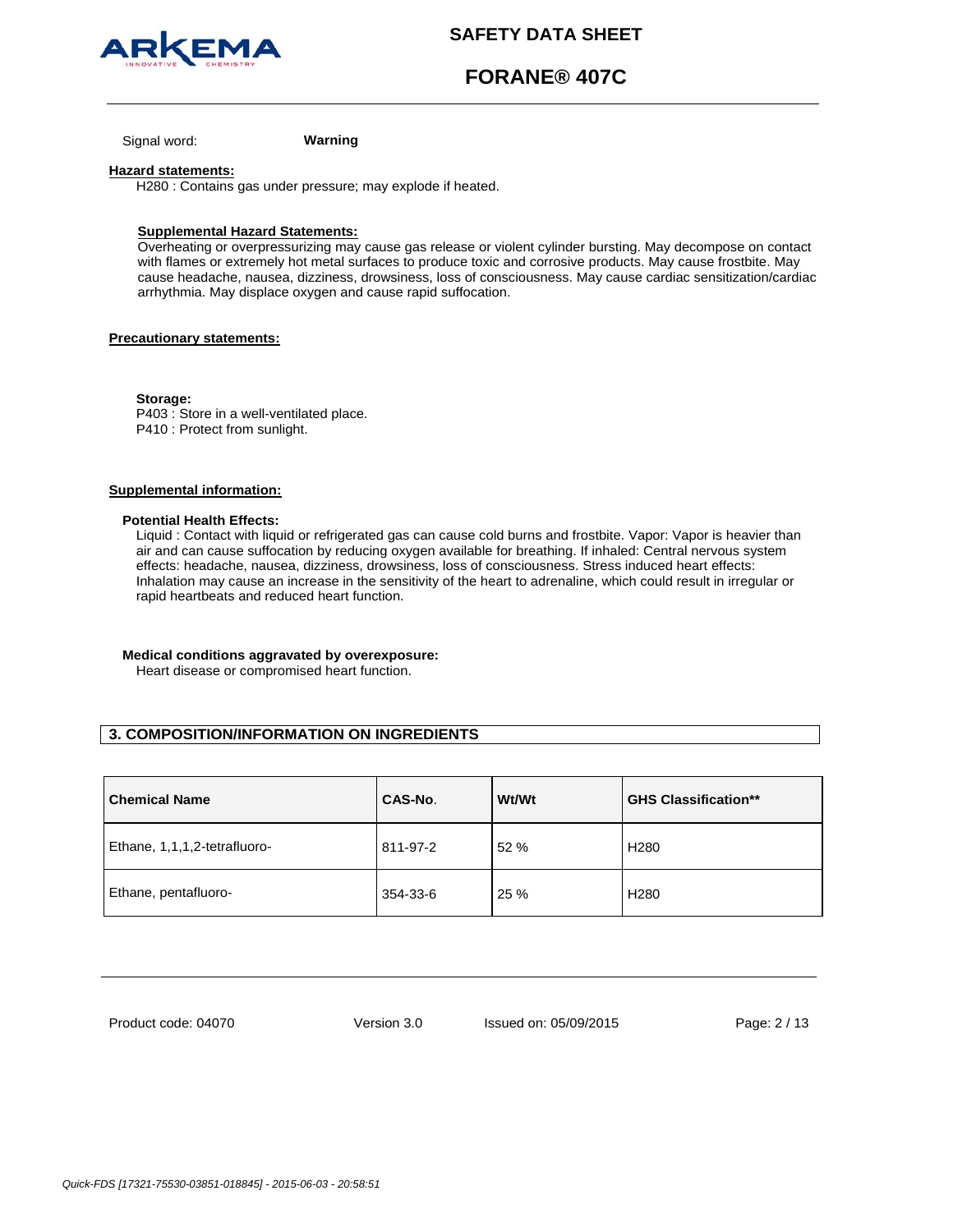Signal word: **Warning**

**Hazard statements:**

H280 : Contains gas under pressure; may explode if heated.

**Supplemental Hazard Statements:**

Overheating or overpressurizing may cause gas release or violent cylinder bursting. May decompose on contact with flames or extremely hot metal surfaces to produce toxic and corrosive products. May cause frostbite. May cause headache, nausea, dizziness, drowsiness, loss of consciousness. May cause cardiac sensitization/cardiac arrhythmia. May displace oxygen and cause rapid suffocation.

**Precautionary statements:**

**Storage:**

P403 : Store in a well-ventilated place.
P410 : Protect from sunlight.

**Supplemental information:**

**Potential Health Effects:**

Liquid : Contact with liquid or refrigerated gas can cause cold burns and frostbite. Vapor: Vapor is heavier than air and can cause suffocation by reducing oxygen available for breathing. If inhaled: Central nervous system effects: headache, nausea, dizziness, drowsiness, loss of consciousness. Stress induced heart effects: Inhalation may cause an increase in the sensitivity of the heart to adrenaline, which could result in irregular or rapid heartbeats and reduced heart function.

**Medical conditions aggravated by overexposure:**

Heart disease or compromised heart function.

## 3. COMPOSITION/INFORMATION ON INGREDIENTS

| Chemical Name | CAS-No. | Wt/Wt | GHS Classification** |
|---|---|---|---|
| Ethane, 1,1,1,2-tetrafluoro- | 811-97-2 | 52 % | H280 |
| Ethane, pentafluoro- | 354-33-6 | 25 % | H280 |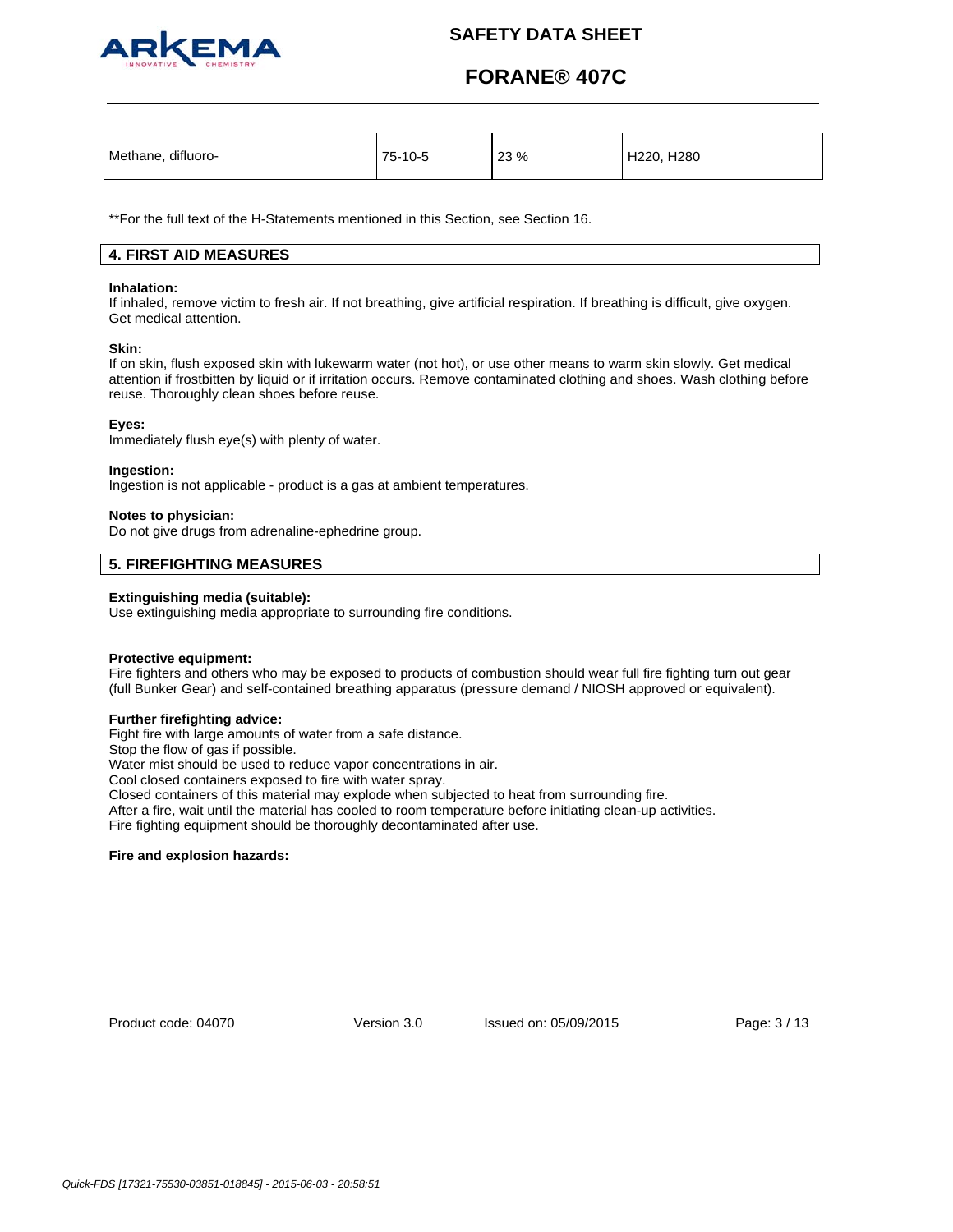| | | | |
|---|---|---|---|
| Methane, difluoro- | 75-10-5 | 23 % | H220, H280 |

**For the full text of the H-Statements mentioned in this Section, see Section 16.

## 4. FIRST AID MEASURES

**Inhalation:**
If inhaled, remove victim to fresh air. If not breathing, give artificial respiration. If breathing is difficult, give oxygen. Get medical attention.

**Skin:**
If on skin, flush exposed skin with lukewarm water (not hot), or use other means to warm skin slowly. Get medical attention if frostbitten by liquid or if irritation occurs. Remove contaminated clothing and shoes. Wash clothing before reuse. Thoroughly clean shoes before reuse.

**Eyes:**
Immediately flush eye(s) with plenty of water.

**Ingestion:**
Ingestion is not applicable - product is a gas at ambient temperatures.

**Notes to physician:**
Do not give drugs from adrenaline-ephedrine group.

## 5. FIREFIGHTING MEASURES

**Extinguishing media (suitable):**
Use extinguishing media appropriate to surrounding fire conditions.

**Protective equipment:**
Fire fighters and others who may be exposed to products of combustion should wear full fire fighting turn out gear (full Bunker Gear) and self-contained breathing apparatus (pressure demand / NIOSH approved or equivalent).

**Further firefighting advice:**
Fight fire with large amounts of water from a safe distance.
Stop the flow of gas if possible.
Water mist should be used to reduce vapor concentrations in air.
Cool closed containers exposed to fire with water spray.
Closed containers of this material may explode when subjected to heat from surrounding fire.
After a fire, wait until the material has cooled to room temperature before initiating clean-up activities.
Fire fighting equipment should be thoroughly decontaminated after use.

**Fire and explosion hazards:**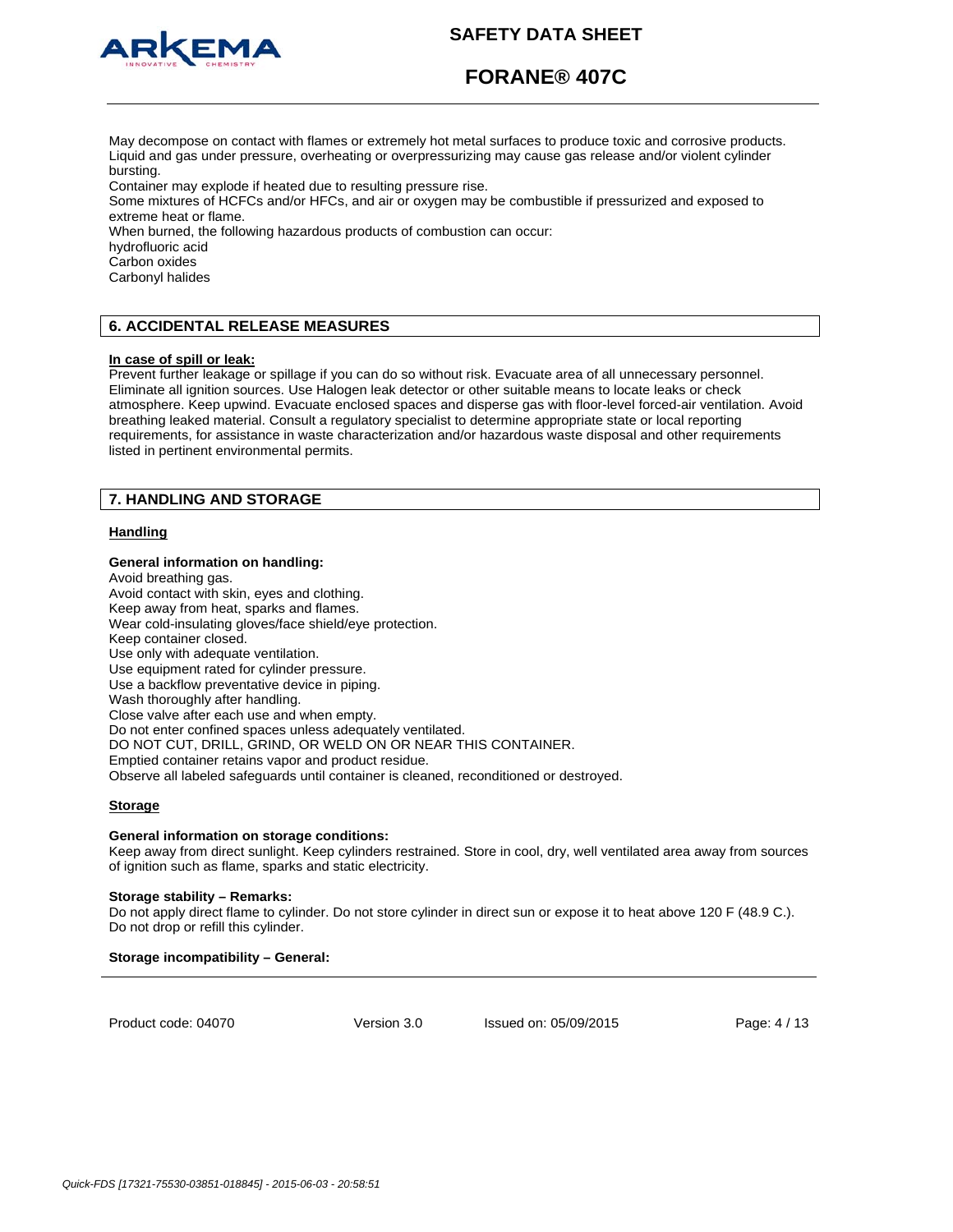May decompose on contact with flames or extremely hot metal surfaces to produce toxic and corrosive products.
Liquid and gas under pressure, overheating or overpressurizing may cause gas release and/or violent cylinder bursting.
Container may explode if heated due to resulting pressure rise.
Some mixtures of HCFCs and/or HFCs, and air or oxygen may be combustible if pressurized and exposed to extreme heat or flame.
When burned, the following hazardous products of combustion can occur:
hydrofluoric acid
Carbon oxides
Carbonyl halides

## 6. ACCIDENTAL RELEASE MEASURES

**In case of spill or leak:**
Prevent further leakage or spillage if you can do so without risk. Evacuate area of all unnecessary personnel. Eliminate all ignition sources. Use Halogen leak detector or other suitable means to locate leaks or check atmosphere. Keep upwind. Evacuate enclosed spaces and disperse gas with floor-level forced-air ventilation. Avoid breathing leaked material. Consult a regulatory specialist to determine appropriate state or local reporting requirements, for assistance in waste characterization and/or hazardous waste disposal and other requirements listed in pertinent environmental permits.

## 7. HANDLING AND STORAGE

### Handling

**General information on handling:**
Avoid breathing gas.
Avoid contact with skin, eyes and clothing.
Keep away from heat, sparks and flames.
Wear cold-insulating gloves/face shield/eye protection.
Keep container closed.
Use only with adequate ventilation.
Use equipment rated for cylinder pressure.
Use a backflow preventative device in piping.
Wash thoroughly after handling.
Close valve after each use and when empty.
Do not enter confined spaces unless adequately ventilated.
DO NOT CUT, DRILL, GRIND, OR WELD ON OR NEAR THIS CONTAINER.
Emptied container retains vapor and product residue.
Observe all labeled safeguards until container is cleaned, reconditioned or destroyed.

### Storage

**General information on storage conditions:**
Keep away from direct sunlight. Keep cylinders restrained. Store in cool, dry, well ventilated area away from sources of ignition such as flame, sparks and static electricity.

**Storage stability – Remarks:**
Do not apply direct flame to cylinder. Do not store cylinder in direct sun or expose it to heat above 120 F (48.9 C.). Do not drop or refill this cylinder.

**Storage incompatibility – General:**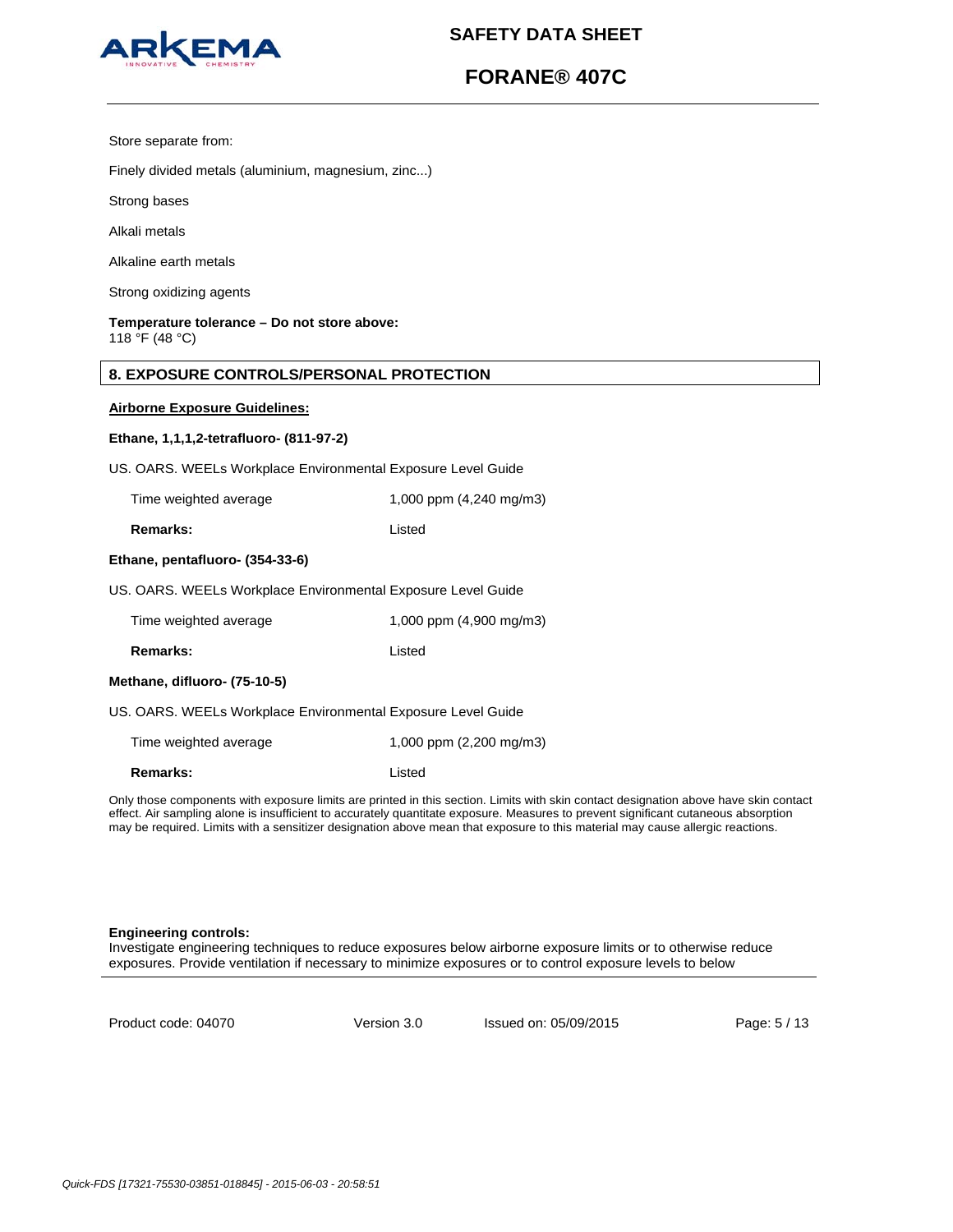Store separate from:

Finely divided metals (aluminium, magnesium, zinc...)

Strong bases

Alkali metals

Alkaline earth metals

Strong oxidizing agents

**Temperature tolerance – Do not store above:**
118 °F (48 °C)

## 8. EXPOSURE CONTROLS/PERSONAL PROTECTION

**Airborne Exposure Guidelines:**

**Ethane, 1,1,1,2-tetrafluoro- (811-97-2)**

US. OARS. WEELs Workplace Environmental Exposure Level Guide

| | |
|---|---|
| Time weighted average | 1,000 ppm (4,240 mg/m3) |
| **Remarks:** | Listed |

**Ethane, pentafluoro- (354-33-6)**

US. OARS. WEELs Workplace Environmental Exposure Level Guide

| | |
|---|---|
| Time weighted average | 1,000 ppm (4,900 mg/m3) |
| **Remarks:** | Listed |

**Methane, difluoro- (75-10-5)**

US. OARS. WEELs Workplace Environmental Exposure Level Guide

| | |
|---|---|
| Time weighted average | 1,000 ppm (2,200 mg/m3) |
| **Remarks:** | Listed |

Only those components with exposure limits are printed in this section. Limits with skin contact designation above have skin contact effect. Air sampling alone is insufficient to accurately quantitate exposure. Measures to prevent significant cutaneous absorption may be required. Limits with a sensitizer designation above mean that exposure to this material may cause allergic reactions.

**Engineering controls:**
Investigate engineering techniques to reduce exposures below airborne exposure limits or to otherwise reduce exposures. Provide ventilation if necessary to minimize exposures or to control exposure levels to below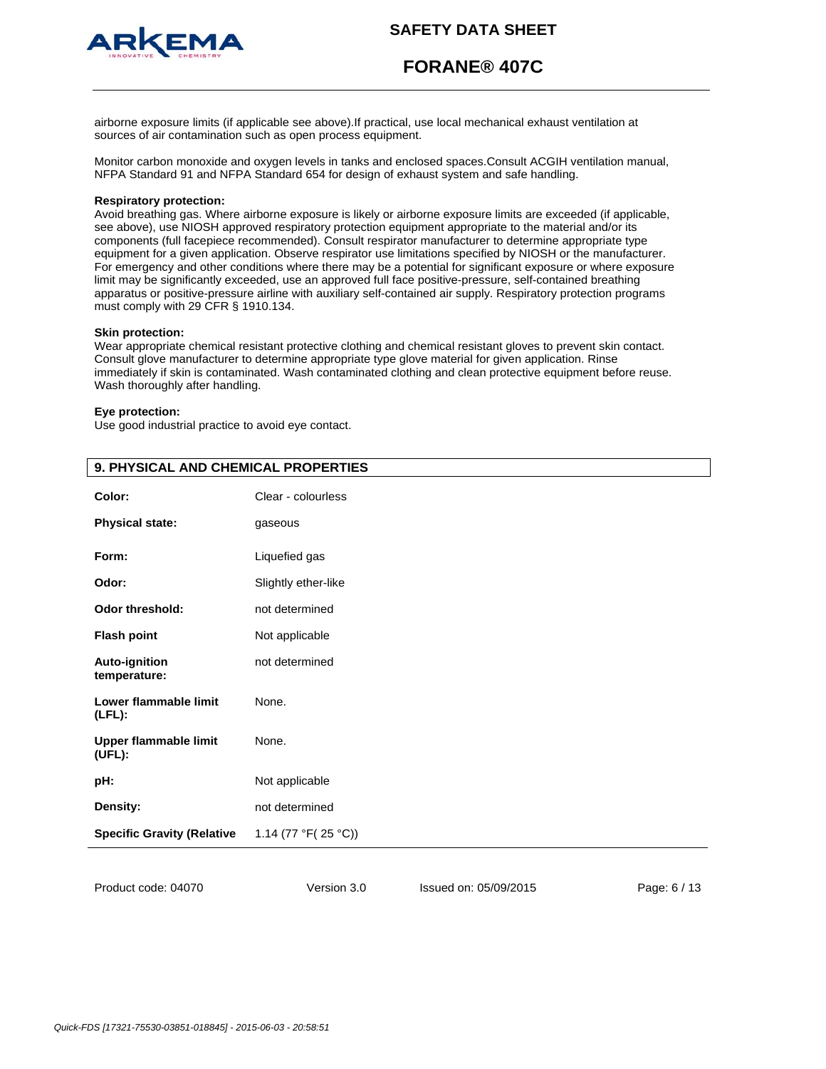airborne exposure limits (if applicable see above).If practical, use local mechanical exhaust ventilation at sources of air contamination such as open process equipment.

Monitor carbon monoxide and oxygen levels in tanks and enclosed spaces.Consult ACGIH ventilation manual, NFPA Standard 91 and NFPA Standard 654 for design of exhaust system and safe handling.

**Respiratory protection:**
Avoid breathing gas. Where airborne exposure is likely or airborne exposure limits are exceeded (if applicable, see above), use NIOSH approved respiratory protection equipment appropriate to the material and/or its components (full facepiece recommended). Consult respirator manufacturer to determine appropriate type equipment for a given application. Observe respirator use limitations specified by NIOSH or the manufacturer. For emergency and other conditions where there may be a potential for significant exposure or where exposure limit may be significantly exceeded, use an approved full face positive-pressure, self-contained breathing apparatus or positive-pressure airline with auxiliary self-contained air supply. Respiratory protection programs must comply with 29 CFR § 1910.134.

**Skin protection:**
Wear appropriate chemical resistant protective clothing and chemical resistant gloves to prevent skin contact. Consult glove manufacturer to determine appropriate type glove material for given application. Rinse immediately if skin is contaminated. Wash contaminated clothing and clean protective equipment before reuse. Wash thoroughly after handling.

**Eye protection:**
Use good industrial practice to avoid eye contact.

## 9. PHYSICAL AND CHEMICAL PROPERTIES

| | |
|---|---|
| **Color:** | Clear - colourless |
| **Physical state:** | gaseous |
| **Form:** | Liquefied gas |
| **Odor:** | Slightly ether-like |
| **Odor threshold:** | not determined |
| **Flash point** | Not applicable |
| **Auto-ignition temperature:** | not determined |
| **Lower flammable limit (LFL):** | None. |
| **Upper flammable limit (UFL):** | None. |
| **pH:** | Not applicable |
| **Density:** | not determined |
| **Specific Gravity (Relative** | 1.14 (77 °F( 25 °C)) |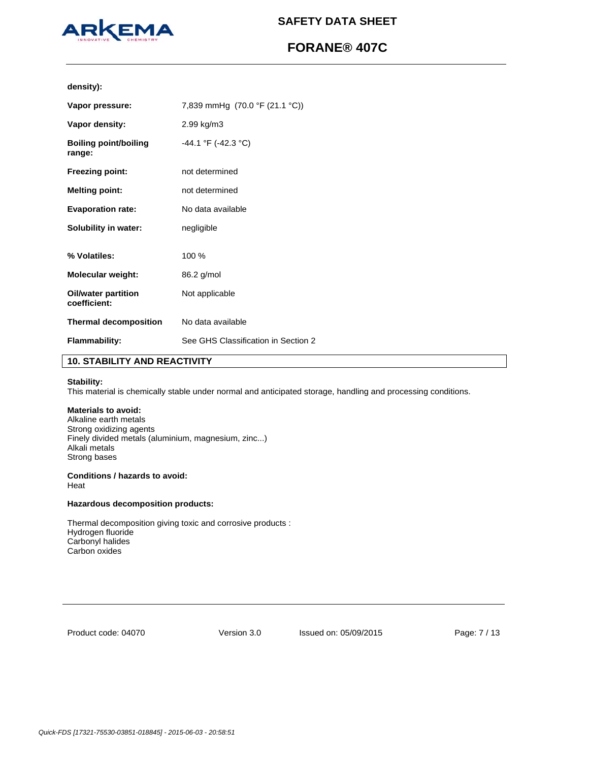| | |
|---|---|
| **density):** | |
| **Vapor pressure:** | 7,839 mmHg (70.0 °F (21.1 °C)) |
| **Vapor density:** | 2.99 kg/m3 |
| **Boiling point/boiling range:** | -44.1 °F (-42.3 °C) |
| **Freezing point:** | not determined |
| **Melting point:** | not determined |
| **Evaporation rate:** | No data available |
| **Solubility in water:** | negligible |
| **% Volatiles:** | 100 % |
| **Molecular weight:** | 86.2 g/mol |
| **Oil/water partition coefficient:** | Not applicable |
| **Thermal decomposition** | No data available |
| **Flammability:** | See GHS Classification in Section 2 |

## 10. STABILITY AND REACTIVITY

**Stability:**
This material is chemically stable under normal and anticipated storage, handling and processing conditions.

**Materials to avoid:**
Alkaline earth metals
Strong oxidizing agents
Finely divided metals (aluminium, magnesium, zinc...)
Alkali metals
Strong bases

**Conditions / hazards to avoid:**
Heat

**Hazardous decomposition products:**

Thermal decomposition giving toxic and corrosive products :
Hydrogen fluoride
Carbonyl halides
Carbon oxides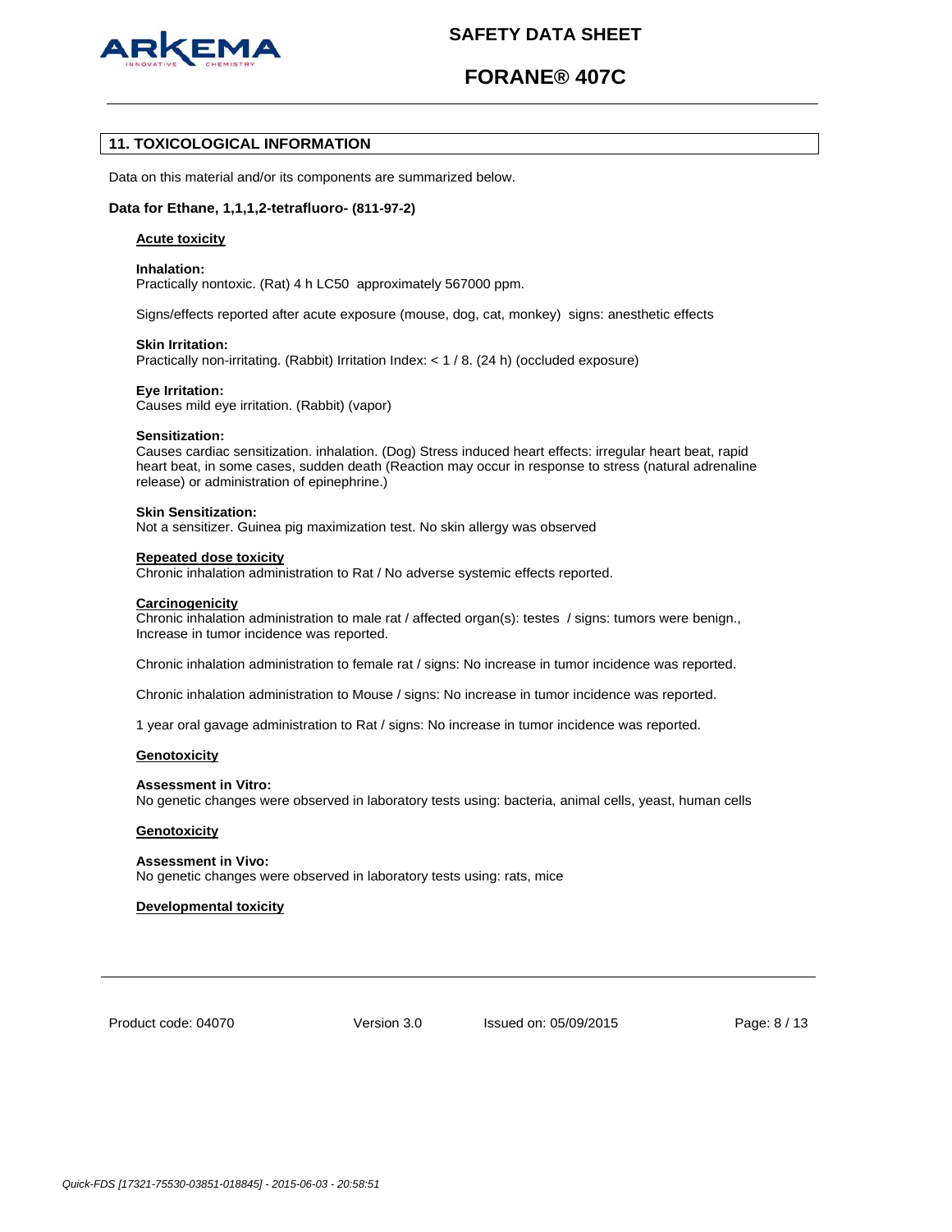## 11. TOXICOLOGICAL INFORMATION

Data on this material and/or its components are summarized below.

**Data for Ethane, 1,1,1,2-tetrafluoro- (811-97-2)**

**Acute toxicity**

**Inhalation:**
Practically nontoxic. (Rat) 4 h LC50 approximately 567000 ppm.

Signs/effects reported after acute exposure (mouse, dog, cat, monkey) signs: anesthetic effects

**Skin Irritation:**
Practically non-irritating. (Rabbit) Irritation Index: < 1 / 8. (24 h) (occluded exposure)

**Eye Irritation:**
Causes mild eye irritation. (Rabbit) (vapor)

**Sensitization:**
Causes cardiac sensitization. inhalation. (Dog) Stress induced heart effects: irregular heart beat, rapid heart beat, in some cases, sudden death (Reaction may occur in response to stress (natural adrenaline release) or administration of epinephrine.)

**Skin Sensitization:**
Not a sensitizer. Guinea pig maximization test. No skin allergy was observed

**Repeated dose toxicity**
Chronic inhalation administration to Rat / No adverse systemic effects reported.

**Carcinogenicity**
Chronic inhalation administration to male rat / affected organ(s): testes / signs: tumors were benign., Increase in tumor incidence was reported.

Chronic inhalation administration to female rat / signs: No increase in tumor incidence was reported.

Chronic inhalation administration to Mouse / signs: No increase in tumor incidence was reported.

1 year oral gavage administration to Rat / signs: No increase in tumor incidence was reported.

**Genotoxicity**

**Assessment in Vitro:**
No genetic changes were observed in laboratory tests using: bacteria, animal cells, yeast, human cells

**Genotoxicity**

**Assessment in Vivo:**
No genetic changes were observed in laboratory tests using: rats, mice

**Developmental toxicity**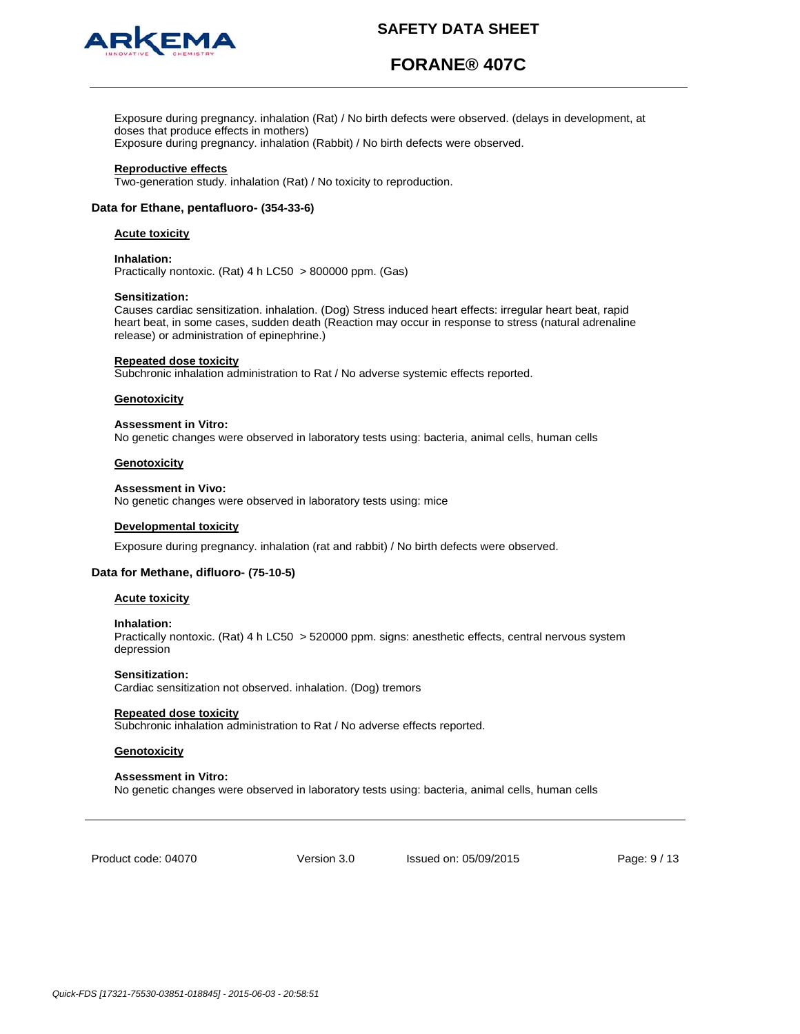Exposure during pregnancy. inhalation (Rat) / No birth defects were observed. (delays in development, at doses that produce effects in mothers)
Exposure during pregnancy. inhalation (Rabbit) / No birth defects were observed.

**Reproductive effects**
Two-generation study. inhalation (Rat) / No toxicity to reproduction.

### Data for Ethane, pentafluoro- (354-33-6)

**Acute toxicity**

**Inhalation:**
Practically nontoxic. (Rat) 4 h LC50 > 800000 ppm. (Gas)

**Sensitization:**
Causes cardiac sensitization. inhalation. (Dog) Stress induced heart effects: irregular heart beat, rapid heart beat, in some cases, sudden death (Reaction may occur in response to stress (natural adrenaline release) or administration of epinephrine.)

**Repeated dose toxicity**
Subchronic inhalation administration to Rat / No adverse systemic effects reported.

**Genotoxicity**

**Assessment in Vitro:**
No genetic changes were observed in laboratory tests using: bacteria, animal cells, human cells

**Genotoxicity**

**Assessment in Vivo:**
No genetic changes were observed in laboratory tests using: mice

**Developmental toxicity**

Exposure during pregnancy. inhalation (rat and rabbit) / No birth defects were observed.

### Data for Methane, difluoro- (75-10-5)

**Acute toxicity**

**Inhalation:**
Practically nontoxic. (Rat) 4 h LC50 > 520000 ppm. signs: anesthetic effects, central nervous system depression

**Sensitization:**
Cardiac sensitization not observed. inhalation. (Dog) tremors

**Repeated dose toxicity**
Subchronic inhalation administration to Rat / No adverse effects reported.

**Genotoxicity**

**Assessment in Vitro:**
No genetic changes were observed in laboratory tests using: bacteria, animal cells, human cells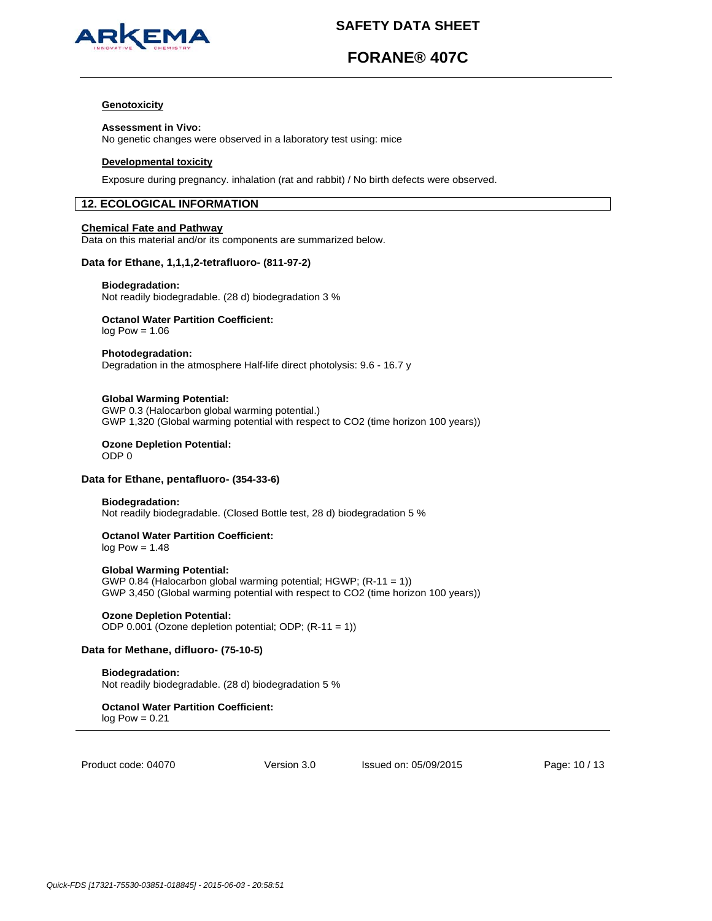**Genotoxicity**

**Assessment in Vivo:**
No genetic changes were observed in a laboratory test using: mice

**Developmental toxicity**

Exposure during pregnancy. inhalation (rat and rabbit) / No birth defects were observed.

## 12. ECOLOGICAL INFORMATION

**Chemical Fate and Pathway**
Data on this material and/or its components are summarized below.

### Data for Ethane, 1,1,1,2-tetrafluoro- (811-97-2)

**Biodegradation:**
Not readily biodegradable. (28 d) biodegradation 3 %

**Octanol Water Partition Coefficient:**
log Pow = 1.06

**Photodegradation:**
Degradation in the atmosphere Half-life direct photolysis: 9.6 - 16.7 y

**Global Warming Potential:**
GWP 0.3 (Halocarbon global warming potential.)
GWP 1,320 (Global warming potential with respect to $CO_2$ (time horizon 100 years))

**Ozone Depletion Potential:**
ODP 0

### Data for Ethane, pentafluoro- (354-33-6)

**Biodegradation:**
Not readily biodegradable. (Closed Bottle test, 28 d) biodegradation 5 %

**Octanol Water Partition Coefficient:**
log Pow = 1.48

**Global Warming Potential:**
GWP 0.84 (Halocarbon global warming potential; HGWP; (R-11 = 1))
GWP 3,450 (Global warming potential with respect to $CO_2$ (time horizon 100 years))

**Ozone Depletion Potential:**
ODP 0.001 (Ozone depletion potential; ODP; (R-11 = 1))

### Data for Methane, difluoro- (75-10-5)

**Biodegradation:**
Not readily biodegradable. (28 d) biodegradation 5 %

**Octanol Water Partition Coefficient:**
log Pow = 0.21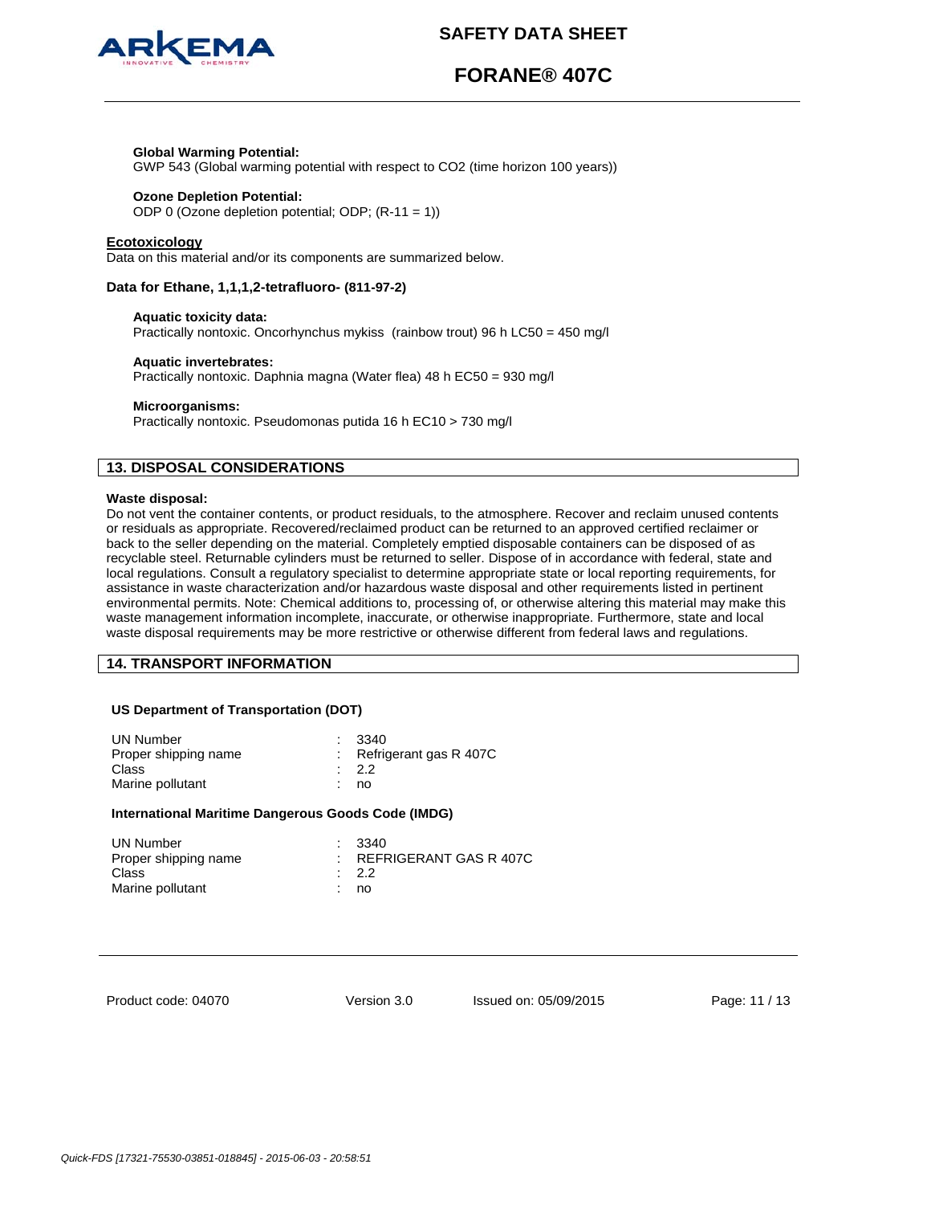**Global Warming Potential:**
GWP 543 (Global warming potential with respect to $CO_2$ (time horizon 100 years))

**Ozone Depletion Potential:**
ODP 0 (Ozone depletion potential; ODP; (R-11 = 1))

**Ecotoxicology**
Data on this material and/or its components are summarized below.

**Data for Ethane, 1,1,1,2-tetrafluoro- (811-97-2)**

**Aquatic toxicity data:**
Practically nontoxic. Oncorhynchus mykiss (rainbow trout) 96 h LC50 = 450 mg/l

**Aquatic invertebrates:**
Practically nontoxic. Daphnia magna (Water flea) 48 h EC50 = 930 mg/l

**Microorganisms:**
Practically nontoxic. Pseudomonas putida 16 h EC10 > 730 mg/l

## 13. DISPOSAL CONSIDERATIONS

**Waste disposal:**
Do not vent the container contents, or product residuals, to the atmosphere. Recover and reclaim unused contents or residuals as appropriate. Recovered/reclaimed product can be returned to an approved certified reclaimer or back to the seller depending on the material. Completely emptied disposable containers can be disposed of as recyclable steel. Returnable cylinders must be returned to seller. Dispose of in accordance with federal, state and local regulations. Consult a regulatory specialist to determine appropriate state or local reporting requirements, for assistance in waste characterization and/or hazardous waste disposal and other requirements listed in pertinent environmental permits. Note: Chemical additions to, processing of, or otherwise altering this material may make this waste management information incomplete, inaccurate, or otherwise inappropriate. Furthermore, state and local waste disposal requirements may be more restrictive or otherwise different from federal laws and regulations.

## 14. TRANSPORT INFORMATION

**US Department of Transportation (DOT)**

| | |
|---|---|
| UN Number | : 3340 |
| Proper shipping name | : Refrigerant gas R 407C |
| Class | : 2.2 |
| Marine pollutant | : no |

**International Maritime Dangerous Goods Code (IMDG)**

| | |
|---|---|
| UN Number | : 3340 |
| Proper shipping name | : REFRIGERANT GAS R 407C |
| Class | : 2.2 |
| Marine pollutant | : no |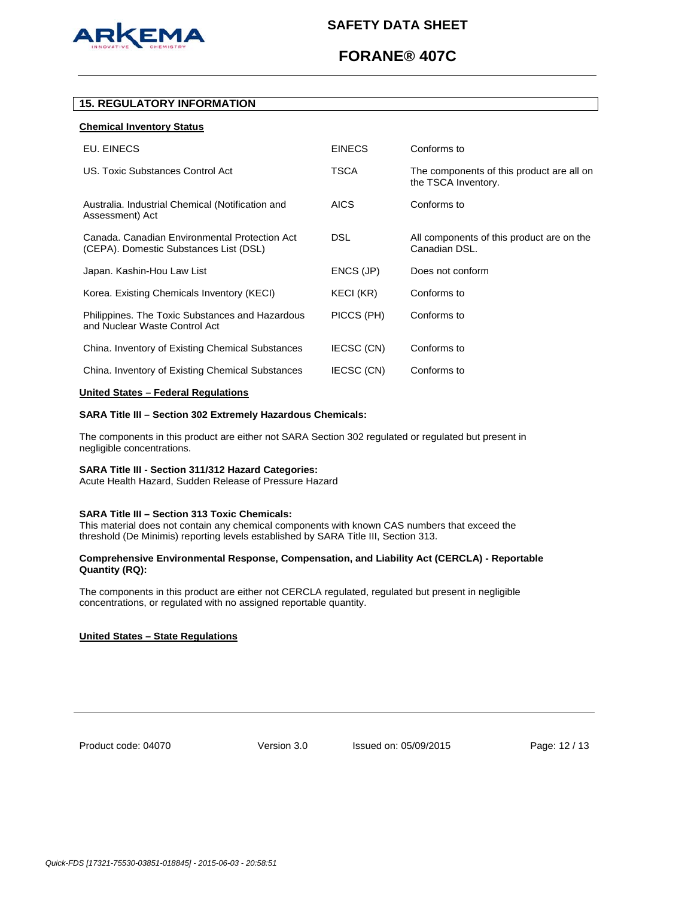## 15. REGULATORY INFORMATION

**Chemical Inventory Status**

| | | |
|---|---|---|
| EU. EINECS | EINECS | Conforms to |
| US. Toxic Substances Control Act | TSCA | The components of this product are all on the TSCA Inventory. |
| Australia. Industrial Chemical (Notification and Assessment) Act | AICS | Conforms to |
| Canada. Canadian Environmental Protection Act (CEPA). Domestic Substances List (DSL) | DSL | All components of this product are on the Canadian DSL. |
| Japan. Kashin-Hou Law List | ENCS (JP) | Does not conform |
| Korea. Existing Chemicals Inventory (KECI) | KECI (KR) | Conforms to |
| Philippines. The Toxic Substances and Hazardous and Nuclear Waste Control Act | PICCS (PH) | Conforms to |
| China. Inventory of Existing Chemical Substances | IECSC (CN) | Conforms to |
| China. Inventory of Existing Chemical Substances | IECSC (CN) | Conforms to |

**United States – Federal Regulations**

**SARA Title III – Section 302 Extremely Hazardous Chemicals:**

The components in this product are either not SARA Section 302 regulated or regulated but present in negligible concentrations.

**SARA Title III - Section 311/312 Hazard Categories:**
Acute Health Hazard, Sudden Release of Pressure Hazard

**SARA Title III – Section 313 Toxic Chemicals:**
This material does not contain any chemical components with known CAS numbers that exceed the threshold (De Minimis) reporting levels established by SARA Title III, Section 313.

**Comprehensive Environmental Response, Compensation, and Liability Act (CERCLA) - Reportable Quantity (RQ):**

The components in this product are either not CERCLA regulated, regulated but present in negligible concentrations, or regulated with no assigned reportable quantity.

**United States – State Regulations**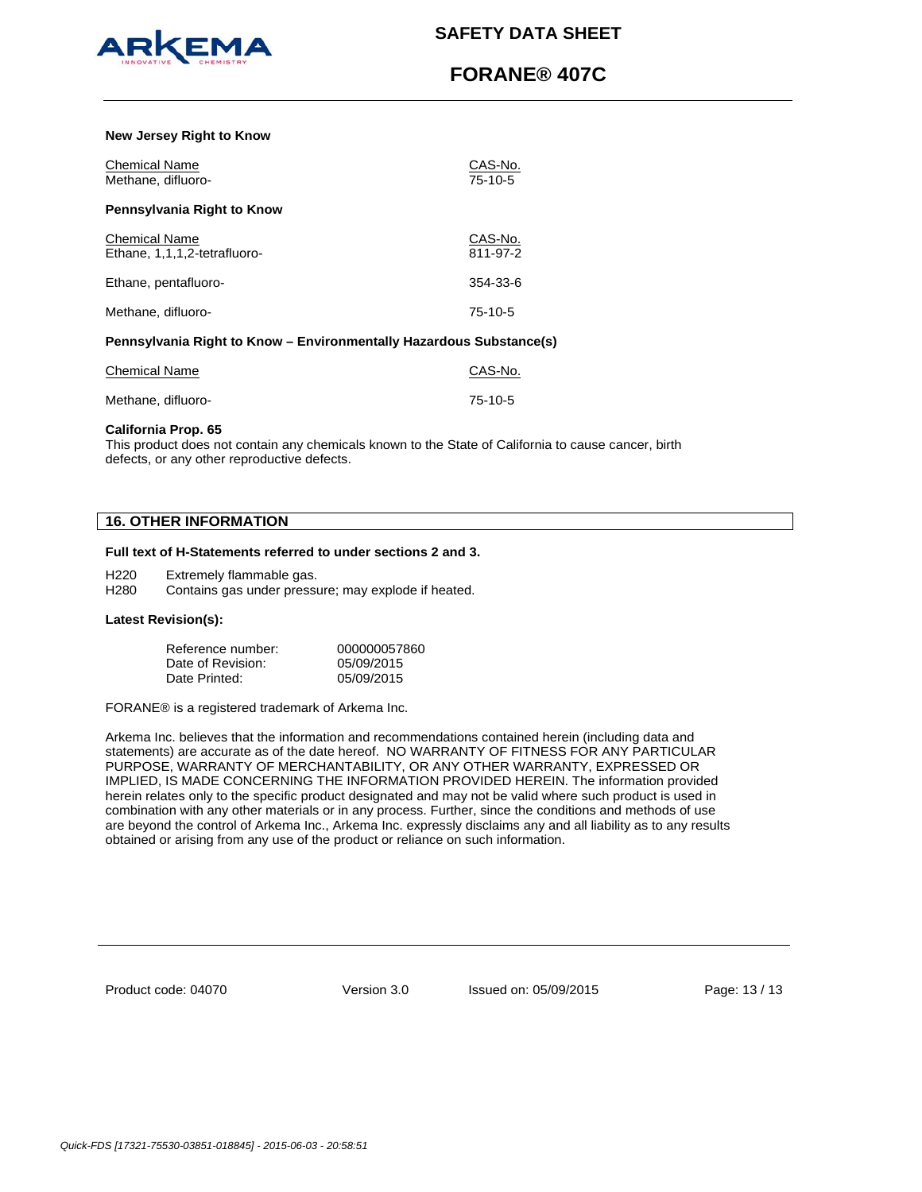**New Jersey Right to Know**

| Chemical Name | CAS-No. |
| --- | --- |
| Methane, difluoro- | 75-10-5 |

**Pennsylvania Right to Know**

| Chemical Name | CAS-No. |
| --- | --- |
| Ethane, 1,1,1,2-tetrafluoro- | 811-97-2 |
| Ethane, pentafluoro- | 354-33-6 |
| Methane, difluoro- | 75-10-5 |

**Pennsylvania Right to Know – Environmentally Hazardous Substance(s)**

| Chemical Name | CAS-No. |
| --- | --- |
| Methane, difluoro- | 75-10-5 |

**California Prop. 65**

This product does not contain any chemicals known to the State of California to cause cancer, birth defects, or any other reproductive defects.

## 16. OTHER INFORMATION

**Full text of H-Statements referred to under sections 2 and 3.**

H220 Extremely flammable gas.
H280 Contains gas under pressure; may explode if heated.

**Latest Revision(s):**

| | |
| --- | --- |
| Reference number: | 000000057860 |
| Date of Revision: | 05/09/2015 |
| Date Printed: | 05/09/2015 |

FORANE® is a registered trademark of Arkema Inc.

Arkema Inc. believes that the information and recommendations contained herein (including data and statements) are accurate as of the date hereof. NO WARRANTY OF FITNESS FOR ANY PARTICULAR PURPOSE, WARRANTY OF MERCHANTABILITY, OR ANY OTHER WARRANTY, EXPRESSED OR IMPLIED, IS MADE CONCERNING THE INFORMATION PROVIDED HEREIN. The information provided herein relates only to the specific product designated and may not be valid where such product is used in combination with any other materials or in any process. Further, since the conditions and methods of use are beyond the control of Arkema Inc., Arkema Inc. expressly disclaims any and all liability as to any results obtained or arising from any use of the product or reliance on such information.